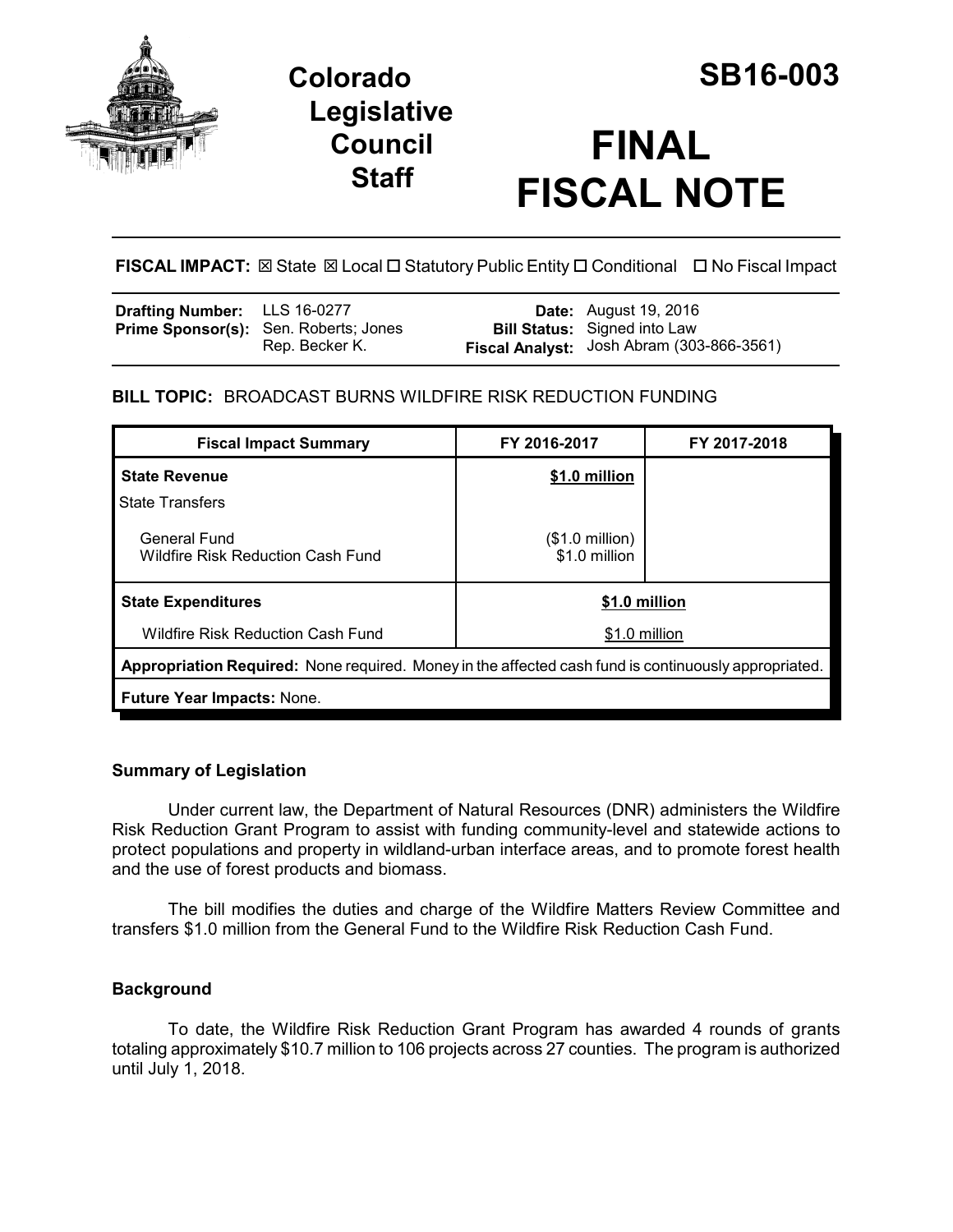# Colorado Legislative Council Staff

# SB16-003

# FINAL FISCAL NOTE

**FISCAL IMPACT:** ☒ State ☒ Local ☐ Statutory Public Entity ☐ Conditional ☐ No Fiscal Impact

| | | | |
|---|---|---|---|
| **Drafting Number:** | LLS 16-0277 | **Date:** | August 19, 2016 |
| **Prime Sponsor(s):** | Sen. Roberts; Jones<br>Rep. Becker K. | **Bill Status:** | Signed into Law |
| | | **Fiscal Analyst:** | Josh Abram (303-866-3561) |

**BILL TOPIC:** BROADCAST BURNS WILDFIRE RISK REDUCTION FUNDING

| Fiscal Impact Summary | FY 2016-2017 | FY 2017-2018 |
|---|---|---|
| **State Revenue** | **$1.0 million** | |
| State Transfers | | |
| General Fund<br>Wildfire Risk Reduction Cash Fund | ($1.0 million)<br>$1.0 million | |
| **State Expenditures** | **$1.0 million** | |
| Wildfire Risk Reduction Cash Fund | $1.0 million | |
| **Appropriation Required:** None required. Money in the affected cash fund is continuously appropriated. | | |
| **Future Year Impacts:** None. | | |

### Summary of Legislation

Under current law, the Department of Natural Resources (DNR) administers the Wildfire Risk Reduction Grant Program to assist with funding community-level and statewide actions to protect populations and property in wildland-urban interface areas, and to promote forest health and the use of forest products and biomass.

The bill modifies the duties and charge of the Wildfire Matters Review Committee and transfers $1.0 million from the General Fund to the Wildfire Risk Reduction Cash Fund.

### Background

To date, the Wildfire Risk Reduction Grant Program has awarded 4 rounds of grants totaling approximately $10.7 million to 106 projects across 27 counties. The program is authorized until July 1, 2018.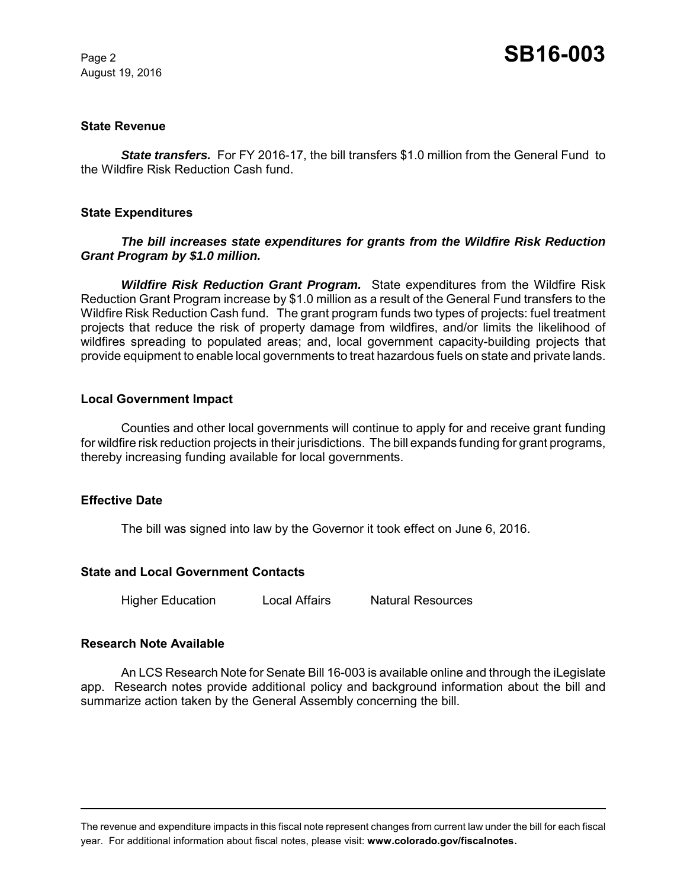## State Revenue

***State transfers.*** For FY 2016-17, the bill transfers $1.0 million from the General Fund to the Wildfire Risk Reduction Cash fund.

## State Expenditures

***The bill increases state expenditures for grants from the Wildfire Risk Reduction Grant Program by $1.0 million.***

***Wildfire Risk Reduction Grant Program.*** State expenditures from the Wildfire Risk Reduction Grant Program increase by $1.0 million as a result of the General Fund transfers to the Wildfire Risk Reduction Cash fund. The grant program funds two types of projects: fuel treatment projects that reduce the risk of property damage from wildfires, and/or limits the likelihood of wildfires spreading to populated areas; and, local government capacity-building projects that provide equipment to enable local governments to treat hazardous fuels on state and private lands.

## Local Government Impact

Counties and other local governments will continue to apply for and receive grant funding for wildfire risk reduction projects in their jurisdictions. The bill expands funding for grant programs, thereby increasing funding available for local governments.

## Effective Date

The bill was signed into law by the Governor it took effect on June 6, 2016.

## State and Local Government Contacts

Higher Education    Local Affairs    Natural Resources

## Research Note Available

An LCS Research Note for Senate Bill 16-003 is available online and through the iLegislate app. Research notes provide additional policy and background information about the bill and summarize action taken by the General Assembly concerning the bill.

---

The revenue and expenditure impacts in this fiscal note represent changes from current law under the bill for each fiscal year. For additional information about fiscal notes, please visit: **www.colorado.gov/fiscalnotes.**